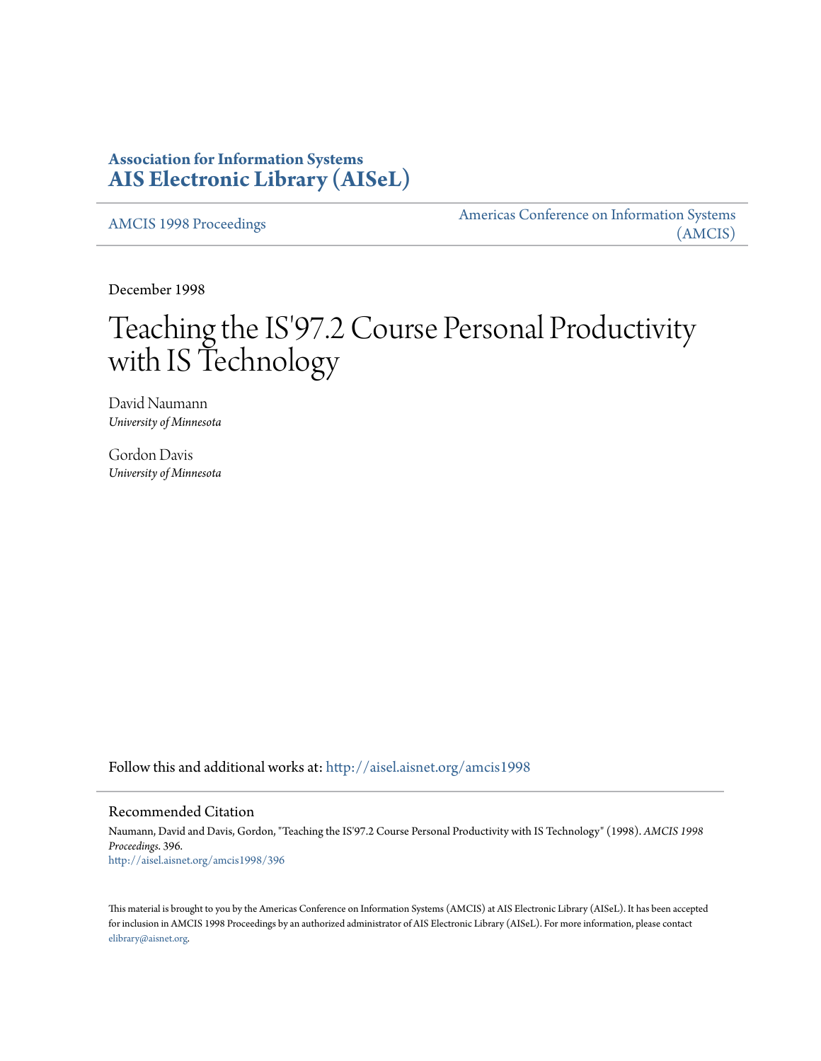**Association for Information Systems**
**[AIS Electronic Library (AISeL)](http://aisel.aisnet.org)**

[AMCIS 1998 Proceedings](http://aisel.aisnet.org/amcis1998)

[Americas Conference on Information Systems (AMCIS)](http://aisel.aisnet.org/amcis)

December 1998

# Teaching the IS'97.2 Course Personal Productivity with IS Technology

David Naumann
*University of Minnesota*

Gordon Davis
*University of Minnesota*

Follow this and additional works at: http://aisel.aisnet.org/amcis1998

## Recommended Citation

Naumann, David and Davis, Gordon, "Teaching the IS'97.2 Course Personal Productivity with IS Technology" (1998). *AMCIS 1998 Proceedings*. 396.
http://aisel.aisnet.org/amcis1998/396

This material is brought to you by the Americas Conference on Information Systems (AMCIS) at AIS Electronic Library (AISeL). It has been accepted for inclusion in AMCIS 1998 Proceedings by an authorized administrator of AIS Electronic Library (AISeL). For more information, please contact elibrary@aisnet.org.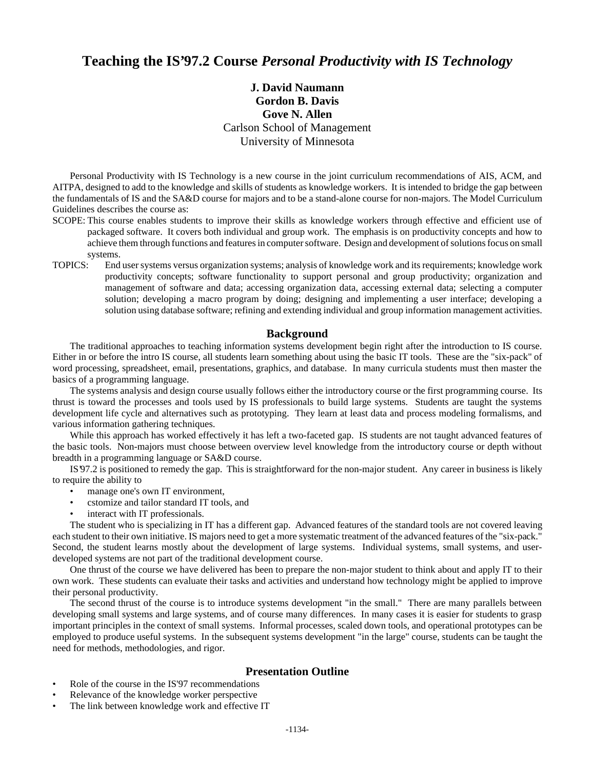# Teaching the IS'97.2 Course *Personal Productivity with IS Technology*

**J. David Naumann**
**Gordon B. Davis**
**Gove N. Allen**
Carlson School of Management
University of Minnesota

Personal Productivity with IS Technology is a new course in the joint curriculum recommendations of AIS, ACM, and AITPA, designed to add to the knowledge and skills of students as knowledge workers. It is intended to bridge the gap between the fundamentals of IS and the SA&D course for majors and to be a stand-alone course for non-majors. The Model Curriculum Guidelines describes the course as:

SCOPE: This course enables students to improve their skills as knowledge workers through effective and efficient use of packaged software. It covers both individual and group work. The emphasis is on productivity concepts and how to achieve them through functions and features in computer software. Design and development of solutions focus on small systems.

TOPICS: End user systems versus organization systems; analysis of knowledge work and its requirements; knowledge work productivity concepts; software functionality to support personal and group productivity; organization and management of software and data; accessing organization data, accessing external data; selecting a computer solution; developing a macro program by doing; designing and implementing a user interface; developing a solution using database software; refining and extending individual and group information management activities.

## Background

The traditional approaches to teaching information systems development begin right after the introduction to IS course. Either in or before the intro IS course, all students learn something about using the basic IT tools. These are the "six-pack" of word processing, spreadsheet, email, presentations, graphics, and database. In many curricula students must then master the basics of a programming language.

The systems analysis and design course usually follows either the introductory course or the first programming course. Its thrust is toward the processes and tools used by IS professionals to build large systems. Students are taught the systems development life cycle and alternatives such as prototyping. They learn at least data and process modeling formalisms, and various information gathering techniques.

While this approach has worked effectively it has left a two-faceted gap. IS students are not taught advanced features of the basic tools. Non-majors must choose between overview level knowledge from the introductory course or depth without breadth in a programming language or SA&D course.

IS'97.2 is positioned to remedy the gap. This is straightforward for the non-major student. Any career in business is likely to require the ability to

- manage one's own IT environment,
- cstomize and tailor standard IT tools, and
- interact with IT professionals.

The student who is specializing in IT has a different gap. Advanced features of the standard tools are not covered leaving each student to their own initiative. IS majors need to get a more systematic treatment of the advanced features of the "six-pack." Second, the student learns mostly about the development of large systems. Individual systems, small systems, and user-developed systems are not part of the traditional development course.

One thrust of the course we have delivered has been to prepare the non-major student to think about and apply IT to their own work. These students can evaluate their tasks and activities and understand how technology might be applied to improve their personal productivity.

The second thrust of the course is to introduce systems development "in the small." There are many parallels between developing small systems and large systems, and of course many differences. In many cases it is easier for students to grasp important principles in the context of small systems. Informal processes, scaled down tools, and operational prototypes can be employed to produce useful systems. In the subsequent systems development "in the large" course, students can be taught the need for methods, methodologies, and rigor.

## Presentation Outline

- Role of the course in the IS'97 recommendations
- Relevance of the knowledge worker perspective
- The link between knowledge work and effective IT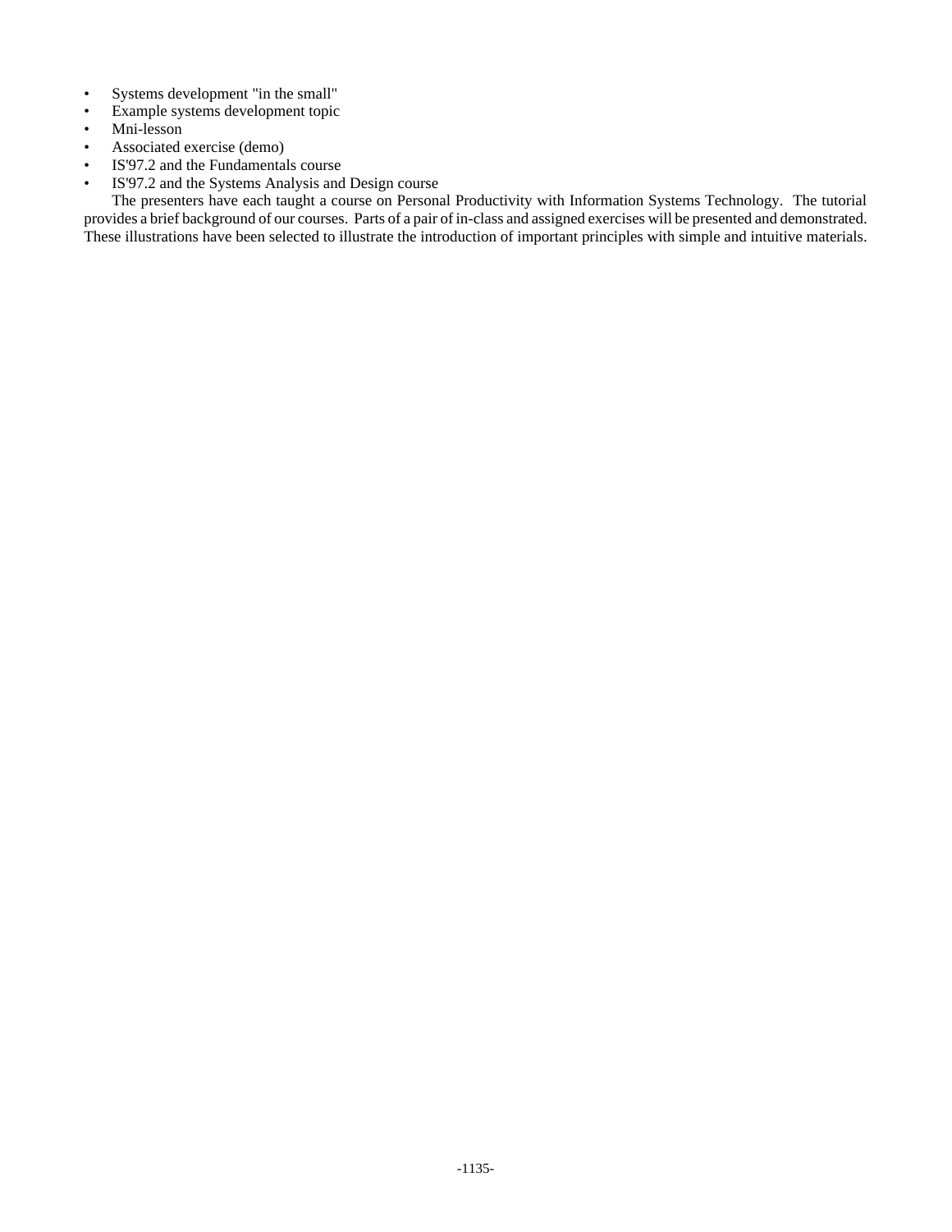- Systems development "in the small"
- Example systems development topic
- Mni-lesson
- Associated exercise (demo)
- IS'97.2 and the Fundamentals course
- IS'97.2 and the Systems Analysis and Design course

The presenters have each taught a course on Personal Productivity with Information Systems Technology. The tutorial provides a brief background of our courses. Parts of a pair of in-class and assigned exercises will be presented and demonstrated. These illustrations have been selected to illustrate the introduction of important principles with simple and intuitive materials.